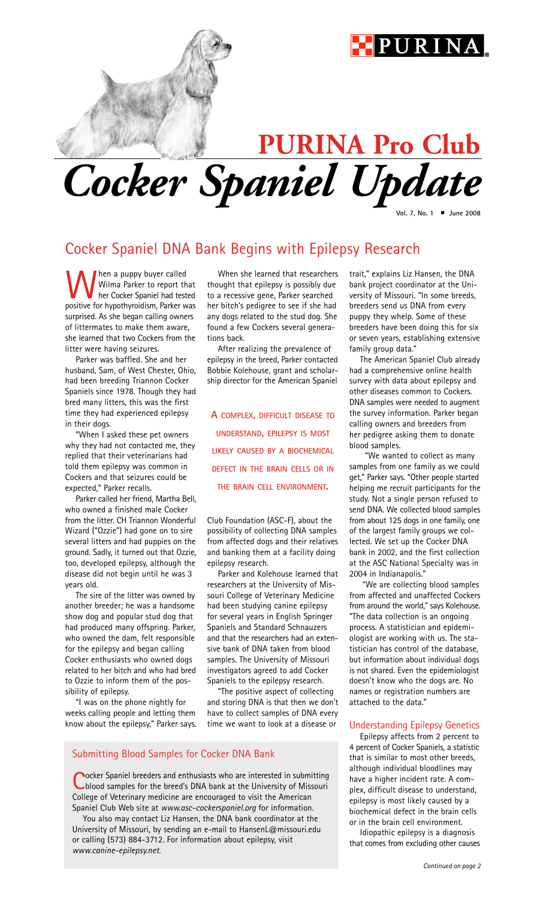# PURINA Pro Club

# *Cocker Spaniel Update*

Vol. 7, No. 1 ■ June 2008

## Cocker Spaniel DNA Bank Begins with Epilepsy Research

When a puppy buyer called Wilma Parker to report that her Cocker Spaniel had tested positive for hypothyroidism, Parker was surprised. As she began calling owners of littermates to make them aware, she learned that two Cockers from the litter were having seizures.

Parker was baffled. She and her husband, Sam, of West Chester, Ohio, had been breeding Triannon Cocker Spaniels since 1978. Though they had bred many litters, this was the first time they had experienced epilepsy in their dogs.

"When I asked these pet owners why they had not contacted me, they replied that their veterinarians had told them epilepsy was common in Cockers and that seizures could be expected," Parker recalls.

Parker called her friend, Martha Bell, who owned a finished male Cocker from the litter. CH Triannon Wonderful Wizard ("Ozzie") had gone on to sire several litters and had puppies on the ground. Sadly, it turned out that Ozzie, too, developed epilepsy, although the disease did not begin until he was 3 years old.

The sire of the litter was owned by another breeder; he was a handsome show dog and popular stud dog that had produced many offspring. Parker, who owned the dam, felt responsible for the epilepsy and began calling Cocker enthusiasts who owned dogs related to her bitch and who had bred to Ozzie to inform them of the possibility of epilepsy.

"I was on the phone nightly for weeks calling people and letting them know about the epilepsy," Parker says.

When she learned that researchers thought that epilepsy is possibly due to a recessive gene, Parker searched her bitch's pedigree to see if she had any dogs related to the stud dog. She found a few Cockers several generations back.

After realizing the prevalence of epilepsy in the breed, Parker contacted Bobbie Kolehouse, grant and scholarship director for the American Spaniel Club Foundation (ASC-F), about the possibility of collecting DNA samples from affected dogs and their relatives and banking them at a facility doing epilepsy research.

> A COMPLEX, DIFFICULT DISEASE TO UNDERSTAND, EPILEPSY IS MOST LIKELY CAUSED BY A BIOCHEMICAL DEFECT IN THE BRAIN CELLS OR IN THE BRAIN CELL ENVIRONMENT.

Parker and Kolehouse learned that researchers at the University of Missouri College of Veterinary Medicine had been studying canine epilepsy for several years in English Springer Spaniels and Standard Schnauzers and that the researchers had an extensive bank of DNA taken from blood samples. The University of Missouri investigators agreed to add Cocker Spaniels to the epilepsy research.

"The positive aspect of collecting and storing DNA is that then we don't have to collect samples of DNA every time we want to look at a disease or trait," explains Liz Hansen, the DNA bank project coordinator at the University of Missouri. "In some breeds, breeders send us DNA from every puppy they whelp. Some of these breeders have been doing this for six or seven years, establishing extensive family group data."

The American Spaniel Club already had a comprehensive online health survey with data about epilepsy and other diseases common to Cockers. DNA samples were needed to augment the survey information. Parker began calling owners and breeders from her pedigree asking them to donate blood samples.

"We wanted to collect as many samples from one family as we could get," Parker says. "Other people started helping me recruit participants for the study. Not a single person refused to send DNA. We collected blood samples from about 125 dogs in one family, one of the largest family groups we collected. We set up the Cocker DNA bank in 2002, and the first collection at the ASC National Specialty was in 2004 in Indianapolis."

"We are collecting blood samples from affected and unaffected Cockers from around the world," says Kolehouse. "The data collection is an ongoing process. A statistician and epidemiologist are working with us. The statistician has control of the database, but information about individual dogs is not shared. Even the epidemiologist doesn't know who the dogs are. No names or registration numbers are attached to the data."

### Understanding Epilepsy Genetics

Epilepsy affects from 2 percent to 4 percent of Cocker Spaniels, a statistic that is similar to most other breeds, although individual bloodlines may have a higher incident rate. A complex, difficult disease to understand, epilepsy is most likely caused by a biochemical defect in the brain cells or in the brain cell environment.

Idiopathic epilepsy is a diagnosis that comes from excluding other causes

*Continued on page 2*

### Submitting Blood Samples for Cocker DNA Bank

Cocker Spaniel breeders and enthusiasts who are interested in submitting blood samples for the breed's DNA bank at the University of Missouri College of Veterinary medicine are encouraged to visit the American Spaniel Club Web site at *www.asc-cockerspaniel.org* for information.

You also may contact Liz Hansen, the DNA bank coordinator at the University of Missouri, by sending an e-mail to HansenL@missouri.edu or calling (573) 884-3712. For information about epilepsy, visit *www.canine-epilepsy.net.*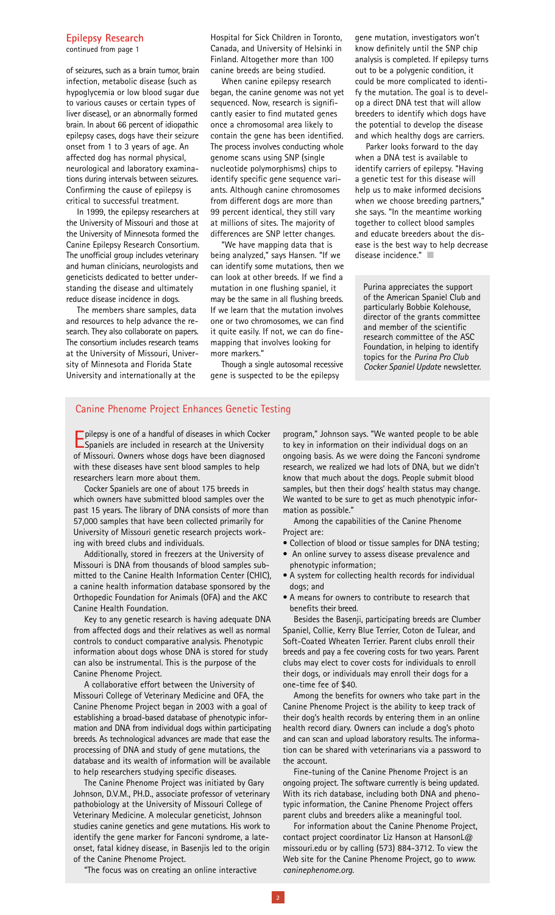## Epilepsy Research

continued from page 1

of seizures, such as a brain tumor, brain infection, metabolic disease (such as hypoglycemia or low blood sugar due to various causes or certain types of liver disease), or an abnormally formed brain. In about 66 percent of idiopathic epilepsy cases, dogs have their seizure onset from 1 to 3 years of age. An affected dog has normal physical, neurological and laboratory examinations during intervals between seizures. Confirming the cause of epilepsy is critical to successful treatment.

In 1999, the epilepsy researchers at the University of Missouri and those at the University of Minnesota formed the Canine Epilepsy Research Consortium. The unofficial group includes veterinary and human clinicians, neurologists and geneticists dedicated to better understanding the disease and ultimately reduce disease incidence in dogs.

The members share samples, data and resources to help advance the research. They also collaborate on papers. The consortium includes research teams at the University of Missouri, University of Minnesota and Florida State University and internationally at the Hospital for Sick Children in Toronto, Canada, and University of Helsinki in Finland. Altogether more than 100 canine breeds are being studied.

When canine epilepsy research began, the canine genome was not yet sequenced. Now, research is significantly easier to find mutated genes once a chromosomal area likely to contain the gene has been identified. The process involves conducting whole genome scans using SNP (single nucleotide polymorphisms) chips to identify specific gene sequence variants. Although canine chromosomes from different dogs are more than 99 percent identical, they still vary at millions of sites. The majority of differences are SNP letter changes.

"We have mapping data that is being analyzed," says Hansen. "If we can identify some mutations, then we can look at other breeds. If we find a mutation in one flushing spaniel, it may be the same in all flushing breeds. If we learn that the mutation involves one or two chromosomes, we can find it quite easily. If not, we can do fine-mapping that involves looking for more markers."

Though a single autosomal recessive gene is suspected to be the epilepsy gene mutation, investigators won't know definitely until the SNP chip analysis is completed. If epilepsy turns out to be a polygenic condition, it could be more complicated to identify the mutation. The goal is to develop a direct DNA test that will allow breeders to identify which dogs have the potential to develop the disease and which healthy dogs are carriers.

Parker looks forward to the day when a DNA test is available to identify carriers of epilepsy. "Having a genetic test for this disease will help us to make informed decisions when we choose breeding partners," she says. "In the meantime working together to collect blood samples and educate breeders about the disease is the best way to help decrease disease incidence." ■

Purina appreciates the support of the American Spaniel Club and particularly Bobbie Kolehouse, director of the grants committee and member of the scientific research committee of the ASC Foundation, in helping to identify topics for the *Purina Pro Club Cocker Spaniel Update* newsletter.

## Canine Phenome Project Enhances Genetic Testing

Epilepsy is one of a handful of diseases in which Cocker Spaniels are included in research at the University of Missouri. Owners whose dogs have been diagnosed with these diseases have sent blood samples to help researchers learn more about them.

Cocker Spaniels are one of about 175 breeds in which owners have submitted blood samples over the past 15 years. The library of DNA consists of more than 57,000 samples that have been collected primarily for University of Missouri genetic research projects working with breed clubs and individuals.

Additionally, stored in freezers at the University of Missouri is DNA from thousands of blood samples submitted to the Canine Health Information Center (CHIC), a canine health information database sponsored by the Orthopedic Foundation for Animals (OFA) and the AKC Canine Health Foundation.

Key to any genetic research is having adequate DNA from affected dogs and their relatives as well as normal controls to conduct comparative analysis. Phenotypic information about dogs whose DNA is stored for study can also be instrumental. This is the purpose of the Canine Phenome Project.

A collaborative effort between the University of Missouri College of Veterinary Medicine and OFA, the Canine Phenome Project began in 2003 with a goal of establishing a broad-based database of phenotypic information and DNA from individual dogs within participating breeds. As technological advances are made that ease the processing of DNA and study of gene mutations, the database and its wealth of information will be available to help researchers studying specific diseases.

The Canine Phenome Project was initiated by Gary Johnson, D.V.M., PH.D., associate professor of veterinary pathobiology at the University of Missouri College of Veterinary Medicine. A molecular geneticist, Johnson studies canine genetics and gene mutations. His work to identify the gene marker for Fanconi syndrome, a late-onset, fatal kidney disease, in Basenjis led to the origin of the Canine Phenome Project.

"The focus was on creating an online interactive program," Johnson says. "We wanted people to be able to key in information on their individual dogs on an ongoing basis. As we were doing the Fanconi syndrome research, we realized we had lots of DNA, but we didn't know that much about the dogs. People submit blood samples, but then their dogs' health status may change. We wanted to be sure to get as much phenotypic information as possible."

Among the capabilities of the Canine Phenome Project are:

- Collection of blood or tissue samples for DNA testing;
- An online survey to assess disease prevalence and phenotypic information;
- A system for collecting health records for individual dogs; and
- A means for owners to contribute to research that benefits their breed.

Besides the Basenji, participating breeds are Clumber Spaniel, Collie, Kerry Blue Terrier, Coton de Tulear, and Soft-Coated Wheaten Terrier. Parent clubs enroll their breeds and pay a fee covering costs for two years. Parent clubs may elect to cover costs for individuals to enroll their dogs, or individuals may enroll their dogs for a one-time fee of $40.

Among the benefits for owners who take part in the Canine Phenome Project is the ability to keep track of their dog's health records by entering them in an online health record diary. Owners can include a dog's photo and can scan and upload laboratory results. The information can be shared with veterinarians via a password to the account.

Fine-tuning of the Canine Phenome Project is an ongoing project. The software currently is being updated. With its rich database, including both DNA and phenotypic information, the Canine Phenome Project offers parent clubs and breeders alike a meaningful tool.

For information about the Canine Phenome Project, contact project coordinator Liz Hanson at HansonL@missouri.edu or by calling (573) 884-3712. To view the Web site for the Canine Phenome Project, go to *www.caninephenome.org*.